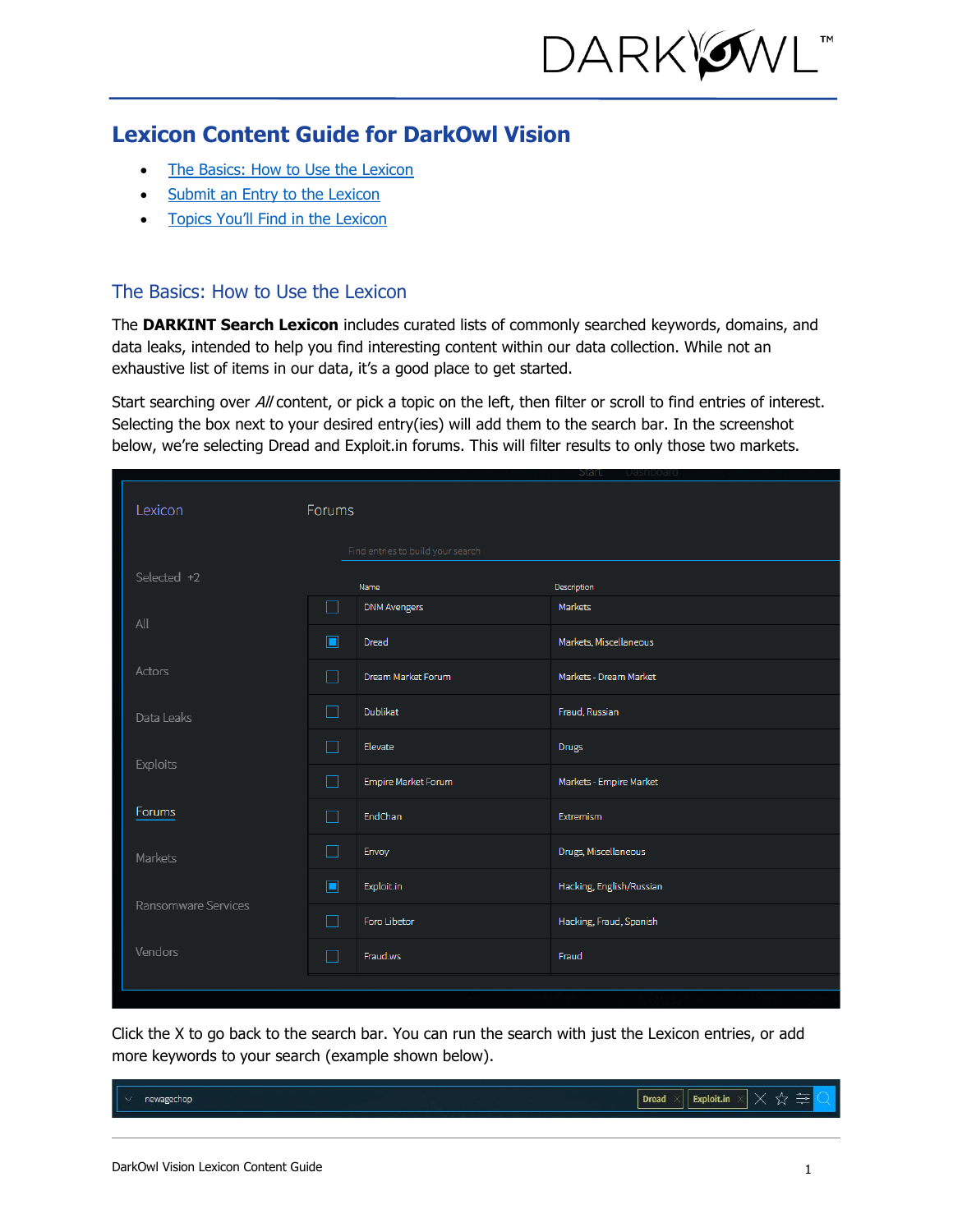# Lexicon Content Guide for DarkOwl Vision

- The Basics: How to Use the Lexicon
- Submit an Entry to the Lexicon
- Topics You'll Find in the Lexicon

## The Basics: How to Use the Lexicon

The **DARKINT Search Lexicon** includes curated lists of commonly searched keywords, domains, and data leaks, intended to help you find interesting content within our data collection. While not an exhaustive list of items in our data, it's a good place to get started.

Start searching over *All* content, or pick a topic on the left, then filter or scroll to find entries of interest. Selecting the box next to your desired entry(ies) will add them to the search bar. In the screenshot below, we're selecting Dread and Exploit.in forums. This will filter results to only those two markets.

Click the X to go back to the search bar. You can run the search with just the Lexicon entries, or add more keywords to your search (example shown below).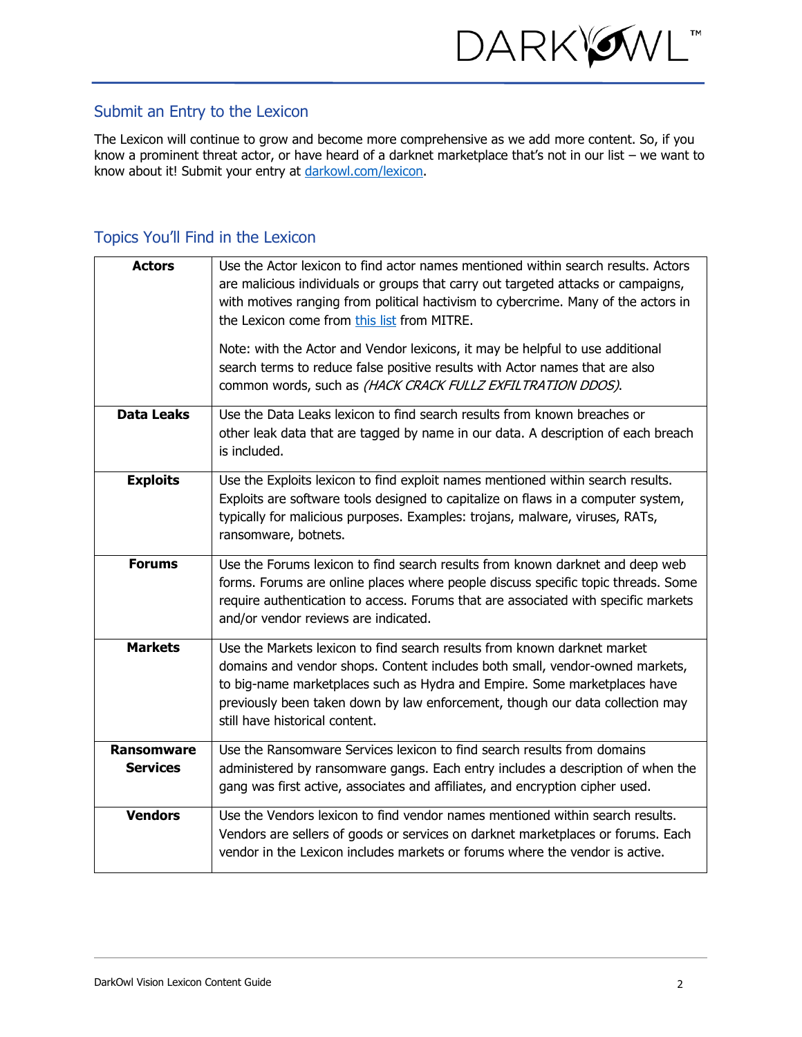## Submit an Entry to the Lexicon

The Lexicon will continue to grow and become more comprehensive as we add more content. So, if you know a prominent threat actor, or have heard of a darknet marketplace that's not in our list – we want to know about it! Submit your entry at [darkowl.com/lexicon](darkowl.com/lexicon).

## Topics You'll Find in the Lexicon

| | |
|---|---|
| **Actors** | Use the Actor lexicon to find actor names mentioned within search results. Actors are malicious individuals or groups that carry out targeted attacks or campaigns, with motives ranging from political hactivism to cybercrime. Many of the actors in the Lexicon come from [this list](this list) from MITRE.<br><br>Note: with the Actor and Vendor lexicons, it may be helpful to use additional search terms to reduce false positive results with Actor names that are also common words, such as *(HACK CRACK FULLZ EXFILTRATION DDOS)*. |
| **Data Leaks** | Use the Data Leaks lexicon to find search results from known breaches or other leak data that are tagged by name in our data. A description of each breach is included. |
| **Exploits** | Use the Exploits lexicon to find exploit names mentioned within search results. Exploits are software tools designed to capitalize on flaws in a computer system, typically for malicious purposes. Examples: trojans, malware, viruses, RATs, ransomware, botnets. |
| **Forums** | Use the Forums lexicon to find search results from known darknet and deep web forms. Forums are online places where people discuss specific topic threads. Some require authentication to access. Forums that are associated with specific markets and/or vendor reviews are indicated. |
| **Markets** | Use the Markets lexicon to find search results from known darknet market domains and vendor shops. Content includes both small, vendor-owned markets, to big-name marketplaces such as Hydra and Empire. Some marketplaces have previously been taken down by law enforcement, though our data collection may still have historical content. |
| **Ransomware Services** | Use the Ransomware Services lexicon to find search results from domains administered by ransomware gangs. Each entry includes a description of when the gang was first active, associates and affiliates, and encryption cipher used. |
| **Vendors** | Use the Vendors lexicon to find vendor names mentioned within search results. Vendors are sellers of goods or services on darknet marketplaces or forums. Each vendor in the Lexicon includes markets or forums where the vendor is active. |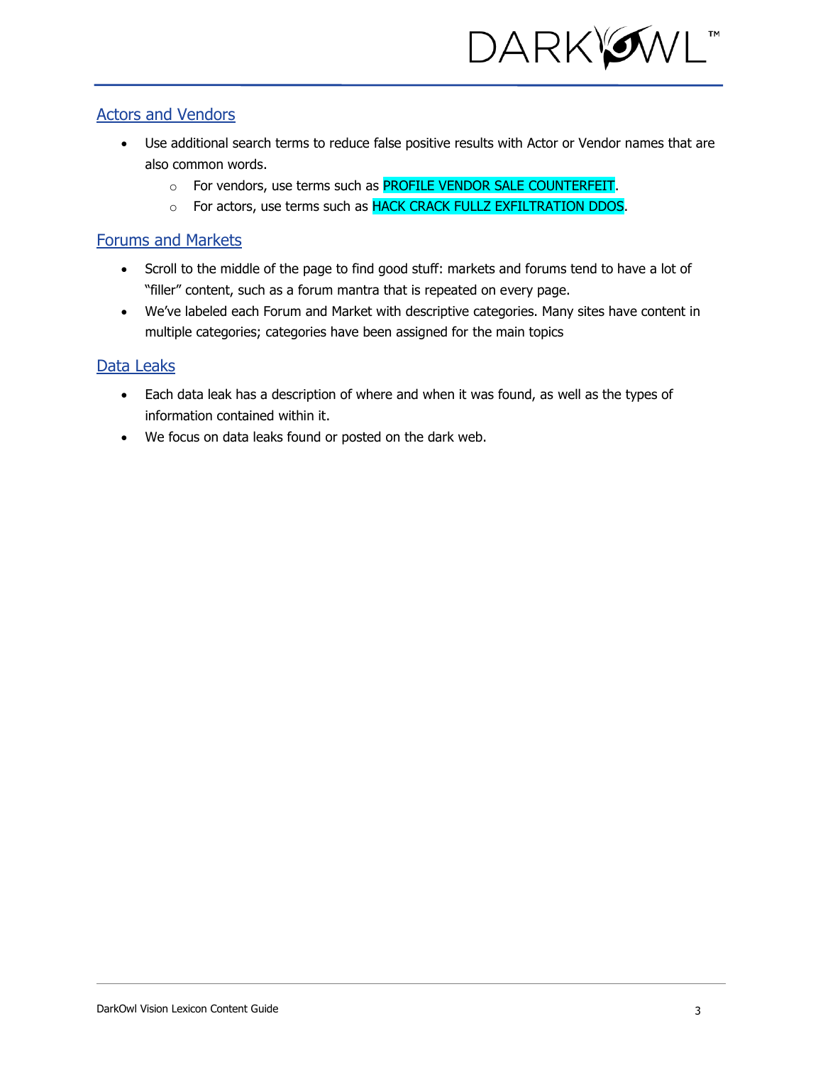## Actors and Vendors

- Use additional search terms to reduce false positive results with Actor or Vendor names that are also common words.
  - For vendors, use terms such as PROFILE VENDOR SALE COUNTERFEIT.
  - For actors, use terms such as HACK CRACK FULLZ EXFILTRATION DDOS.

## Forums and Markets

- Scroll to the middle of the page to find good stuff: markets and forums tend to have a lot of "filler" content, such as a forum mantra that is repeated on every page.
- We've labeled each Forum and Market with descriptive categories. Many sites have content in multiple categories; categories have been assigned for the main topics

## Data Leaks

- Each data leak has a description of where and when it was found, as well as the types of information contained within it.
- We focus on data leaks found or posted on the dark web.